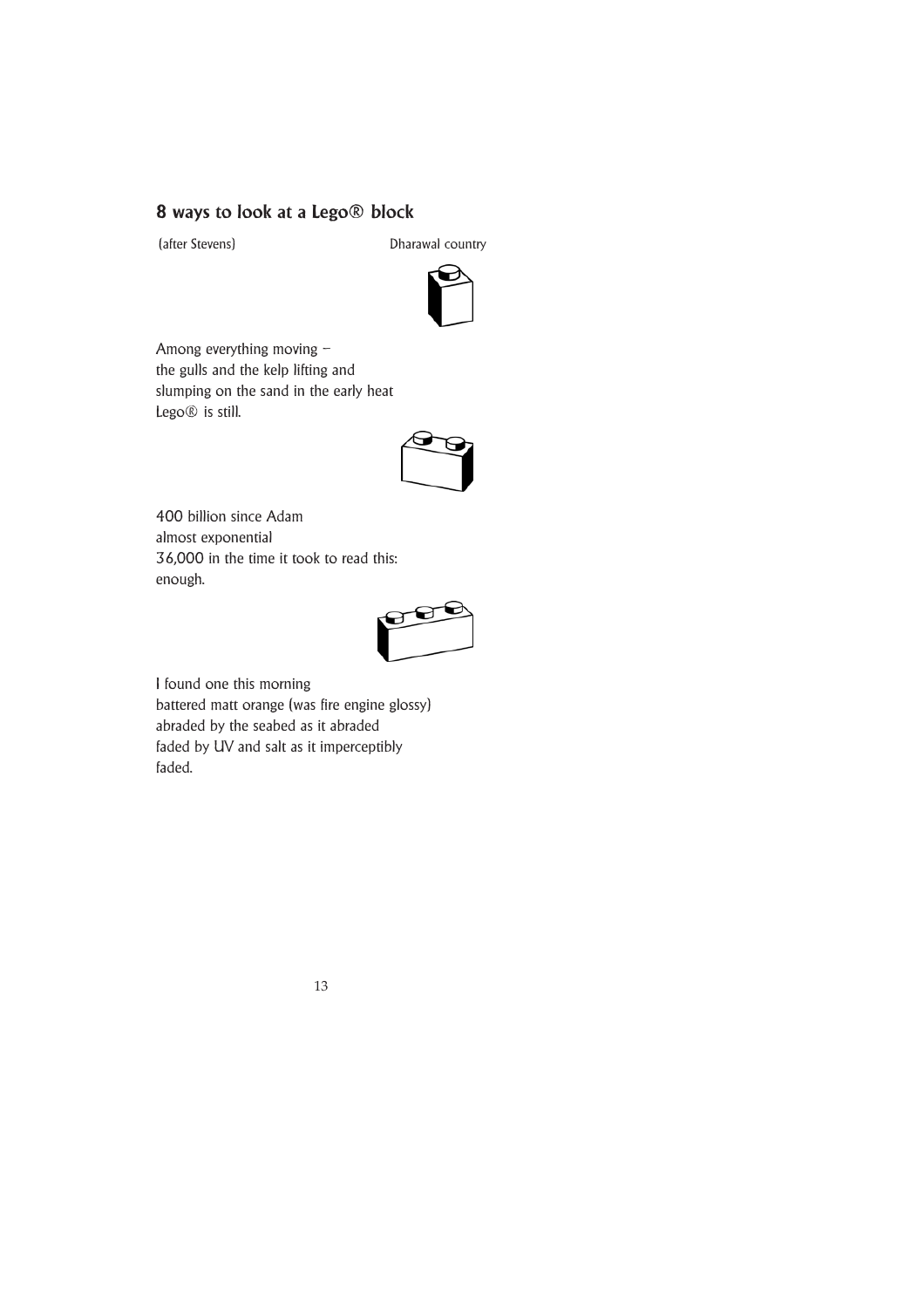## 8 ways to look at a Lego® block

(after Stevens) Dharawal country

Among everything moving –
the gulls and the kelp lifting and
slumping on the sand in the early heat
Lego® is still.

400 billion since Adam
almost exponential
36,000 in the time it took to read this:
enough.

I found one this morning
battered matt orange (was fire engine glossy)
abraded by the seabed as it abraded
faded by UV and salt as it imperceptibly
faded.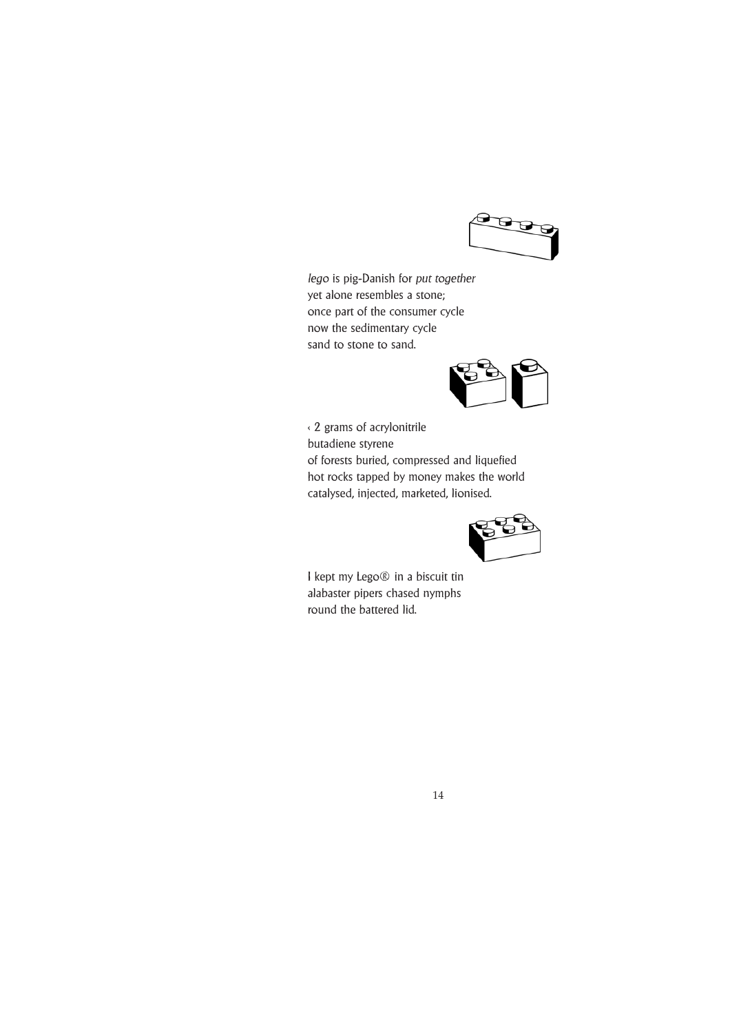*lego* is pig-Danish for *put together*
yet alone resembles a stone;
once part of the consumer cycle
now the sedimentary cycle
sand to stone to sand.

‹ 2 grams of acrylonitrile
butadiene styrene
of forests buried, compressed and liquefied
hot rocks tapped by money makes the world
catalysed, injected, marketed, lionised.

I kept my Lego® in a biscuit tin
alabaster pipers chased nymphs
round the battered lid.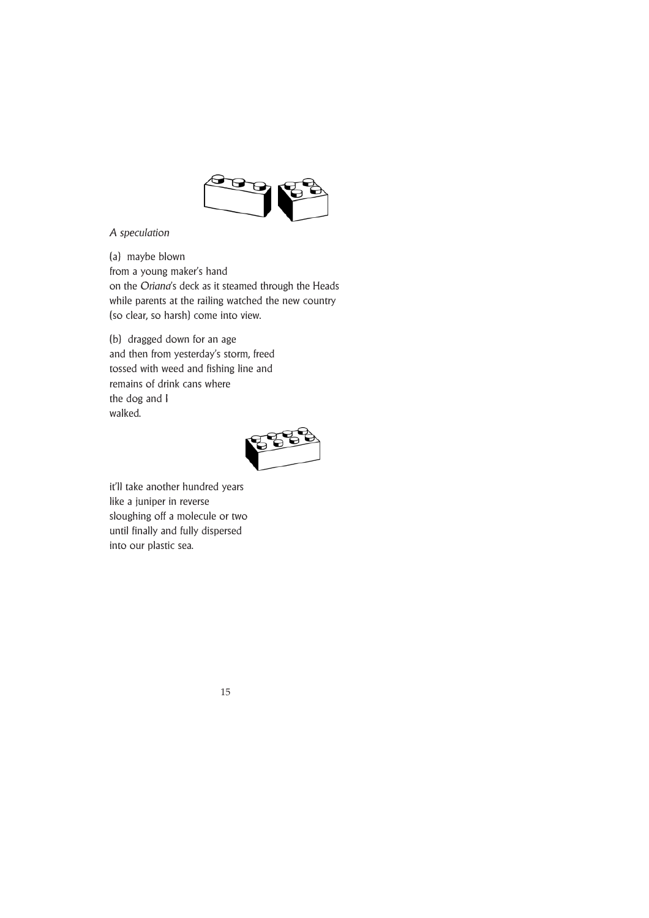*A speculation*

(a) maybe blown
from a young maker's hand
on the *Oriana*'s deck as it steamed through the Heads
while parents at the railing watched the new country
(so clear, so harsh) come into view.

(b) dragged down for an age
and then from yesterday's storm, freed
tossed with weed and fishing line and
remains of drink cans where
the dog and I
walked.

it'll take another hundred years
like a juniper in reverse
sloughing off a molecule or two
until finally and fully dispersed
into our plastic sea.